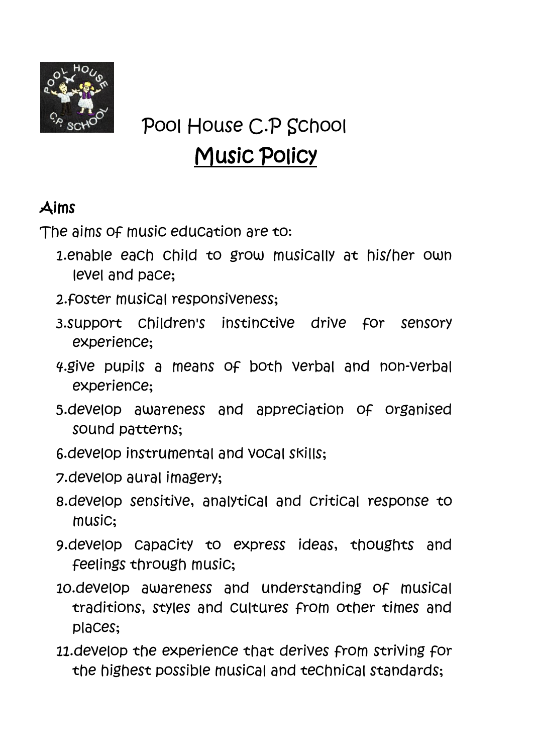# Pool House C.P School

## Music Policy

### Aims

The aims of music education are to:

1. enable each child to grow musically at his/her own level and pace;
2. foster musical responsiveness;
3. support children's instinctive drive for sensory experience;
4. give pupils a means of both verbal and non-verbal experience;
5. develop awareness and appreciation of organised sound patterns;
6. develop instrumental and vocal skills;
7. develop aural imagery;
8. develop sensitive, analytical and critical response to music;
9. develop capacity to express ideas, thoughts and feelings through music;
10. develop awareness and understanding of musical traditions, styles and cultures from other times and places;
11. develop the experience that derives from striving for the highest possible musical and technical standards;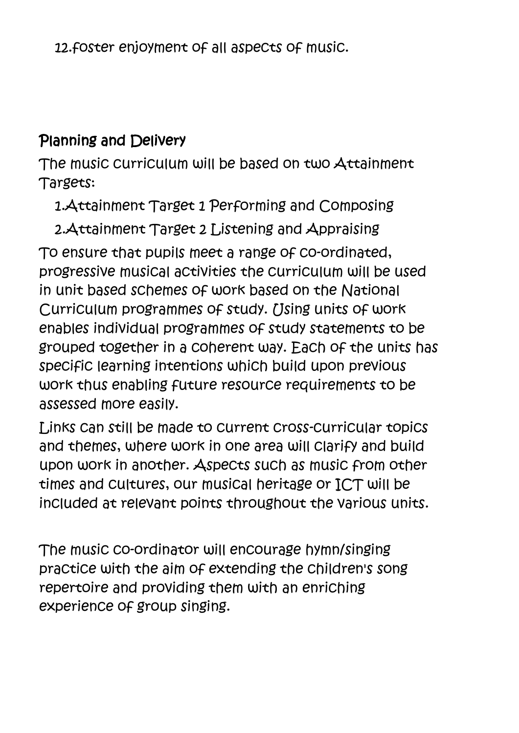12. foster enjoyment of all aspects of music.

## Planning and Delivery

The music curriculum will be based on two Attainment Targets:

1. Attainment Target 1 Performing and Composing
2. Attainment Target 2 Listening and Appraising

To ensure that pupils meet a range of co-ordinated, progressive musical activities the curriculum will be used in unit based schemes of work based on the National Curriculum programmes of study. Using units of work enables individual programmes of study statements to be grouped together in a coherent way. Each of the units has specific learning intentions which build upon previous work thus enabling future resource requirements to be assessed more easily.

Links can still be made to current cross-curricular topics and themes, where work in one area will clarify and build upon work in another. Aspects such as music from other times and cultures, our musical heritage or ICT will be included at relevant points throughout the various units.

The music co-ordinator will encourage hymn/singing practice with the aim of extending the children's song repertoire and providing them with an enriching experience of group singing.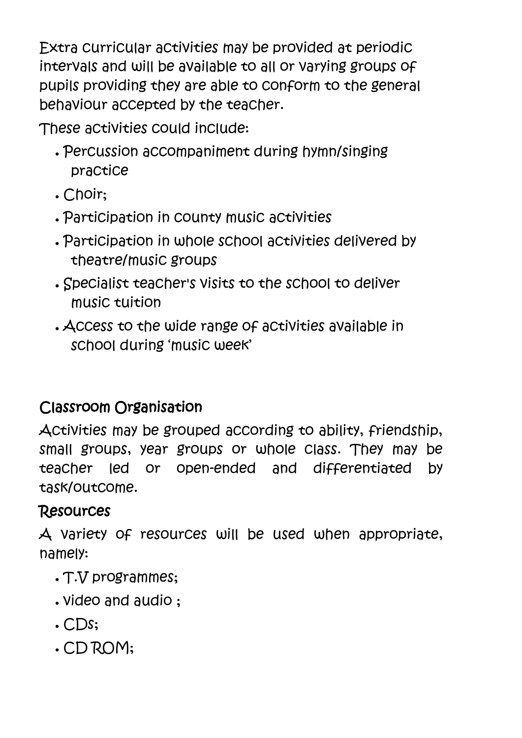Extra curricular activities may be provided at periodic intervals and will be available to all or varying groups of pupils providing they are able to conform to the general behaviour accepted by the teacher.

These activities could include:

- Percussion accompaniment during hymn/singing practice
- Choir;
- Participation in county music activities
- Participation in whole school activities delivered by theatre/music groups
- Specialist teacher's visits to the school to deliver music tuition
- Access to the wide range of activities available in school during 'music week'

## Classroom Organisation

Activities may be grouped according to ability, friendship, small groups, year groups or whole class. They may be teacher led or open-ended and differentiated by task/outcome.

## Resources

A variety of resources will be used when appropriate, namely:

- T.V programmes;
- video and audio ;
- CDs;
- CD ROM;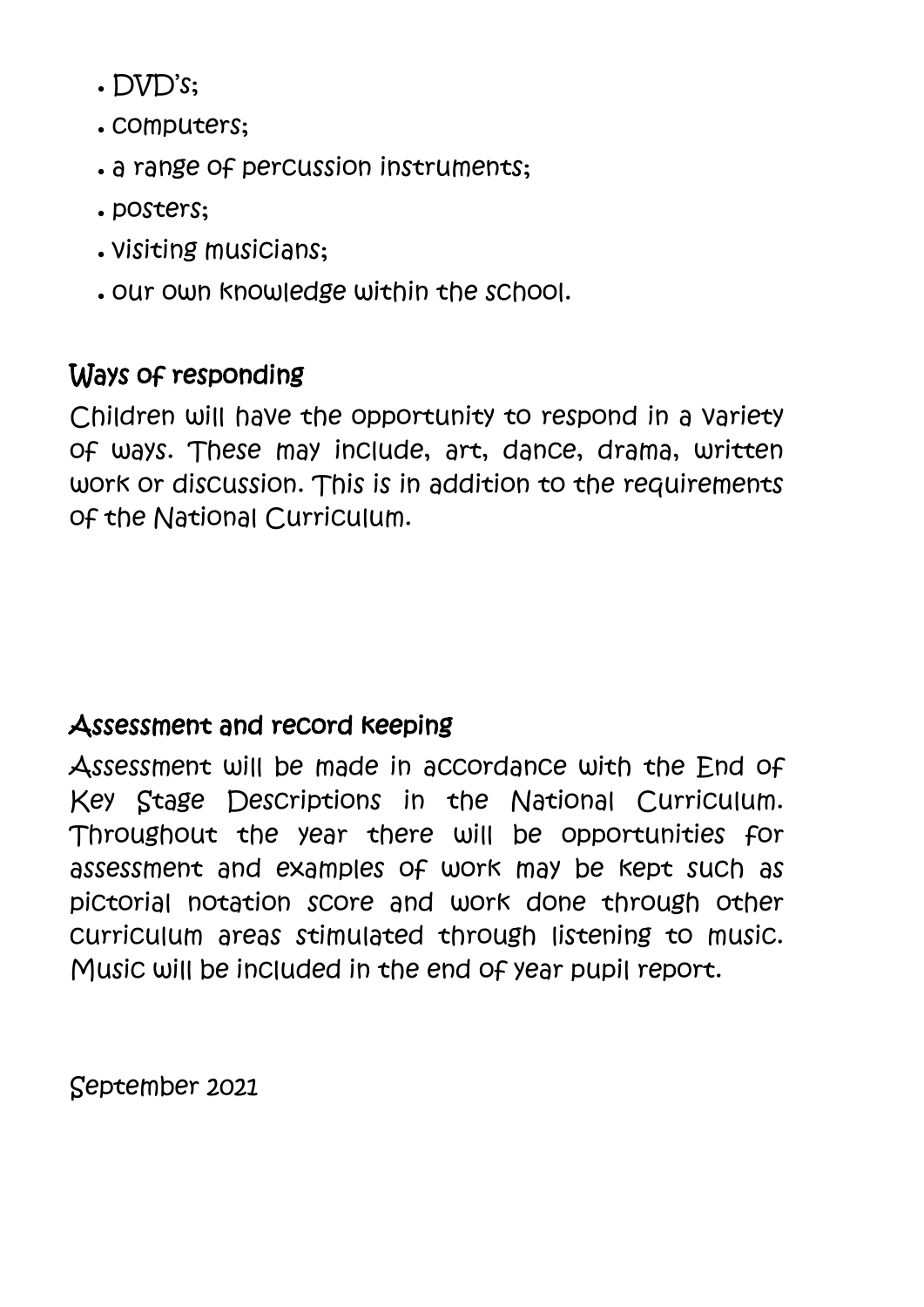- DVD's;
- computers;
- a range of percussion instruments;
- posters;
- visiting musicians;
- our own knowledge within the school.

## Ways of responding

Children will have the opportunity to respond in a variety of ways. These may include, art, dance, drama, written work or discussion. This is in addition to the requirements of the National Curriculum.

## Assessment and record keeping

Assessment will be made in accordance with the End of Key Stage Descriptions in the National Curriculum. Throughout the year there will be opportunities for assessment and examples of work may be kept such as pictorial notation score and work done through other curriculum areas stimulated through listening to music. Music will be included in the end of year pupil report.

September 2021